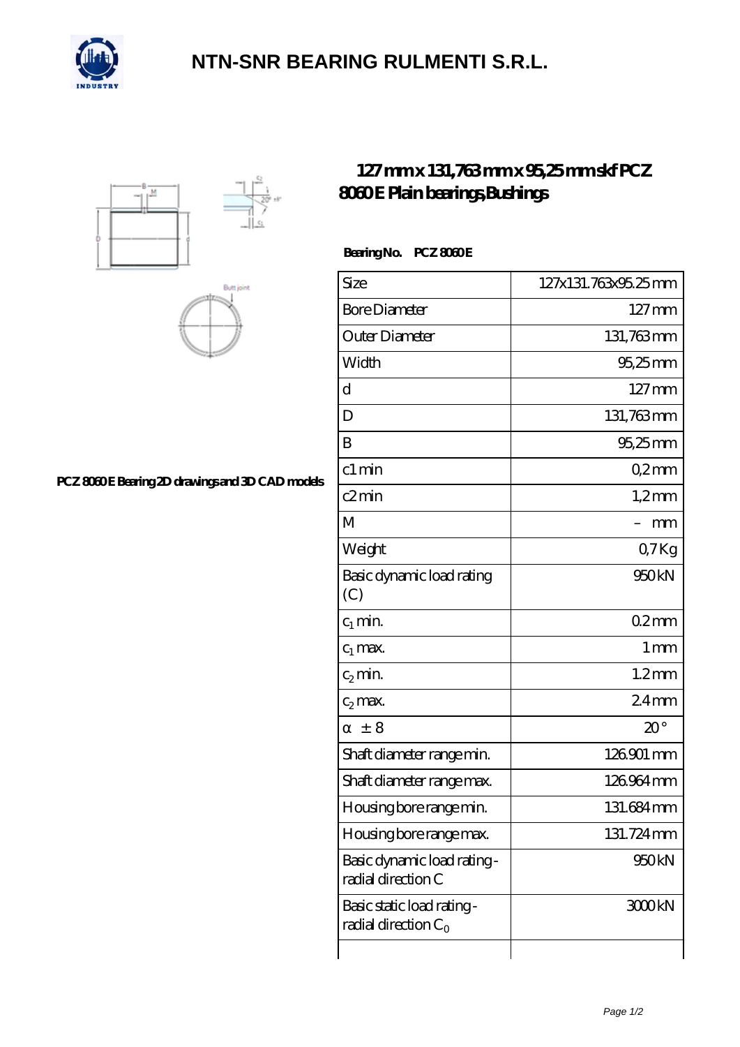# NTN-SNR BEARING RULMENTI S.R.L.

## 127 mm x 131,763 mm x 95,25 mm skf PCZ 8060 E Plain bearings,Bushings

PCZ 8060 E Bearing 2D drawings and 3D CAD models

**Bearing No. PCZ 8060 E**

| Size | 127x131.763x95.25 mm |
|---|---|
| Bore Diameter | 127 mm |
| Outer Diameter | 131,763 mm |
| Width | 95,25 mm |
| d | 127 mm |
| D | 131,763 mm |
| B | 95,25 mm |
| c1 min | 0,2 mm |
| c2 min | 1,2 mm |
| M | – mm |
| Weight | 0,7 Kg |
| Basic dynamic load rating (C) | 950 kN |
| $c_1$ min. | 0.2 mm |
| $c_1$ max. | 1 mm |
| $c_2$ min. | 1.2 mm |
| $c_2$ max. | 2.4 mm |
| α ± 8 | 20 ° |
| Shaft diameter range min. | 126.901 mm |
| Shaft diameter range max. | 126.964 mm |
| Housing bore range min. | 131.684 mm |
| Housing bore range max. | 131.724 mm |
| Basic dynamic load rating - radial direction C | 950 kN |
| Basic static load rating - radial direction $C_0$ | 3000 kN |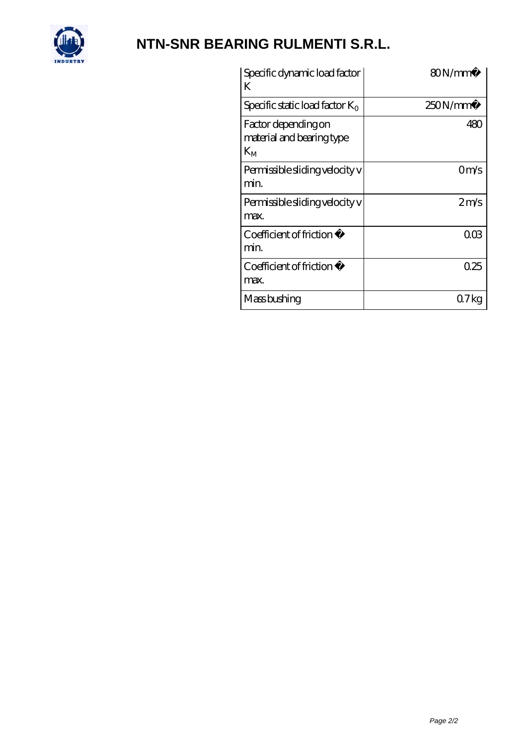# NTN-SNR BEARING RULMENTI S.R.L.

| | |
|---|---|
| Specific dynamic load factor K | 80 N/mm� |
| Specific static load factor $K_0$ | 250 N/mm� |
| Factor depending on material and bearing type $K_M$ | 480 |
| Permissible sliding velocity v min. | 0 m/s |
| Permissible sliding velocity v max. | 2 m/s |
| Coefficient of friction � min. | 0.03 |
| Coefficient of friction � max. | 0.25 |
| Mass bushing | 0.7 kg |